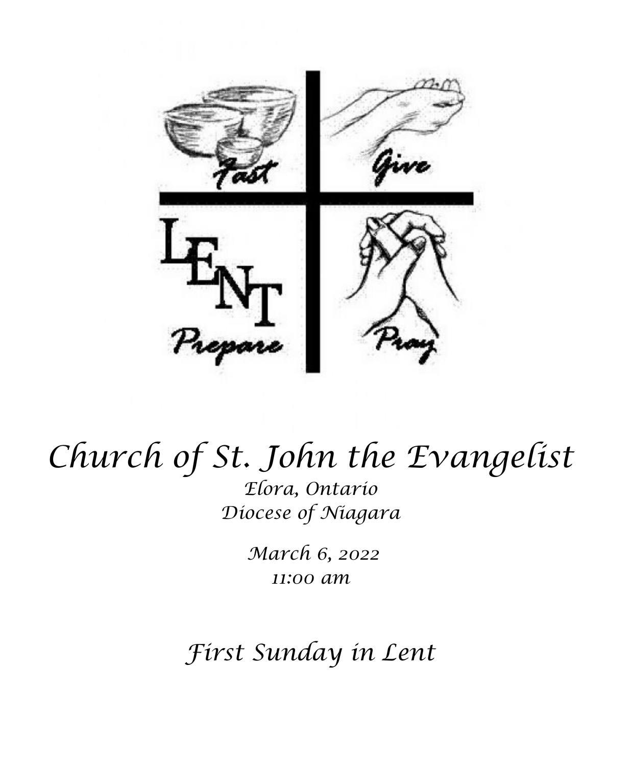# Church of St. John the Evangelist

*Elora, Ontario*
*Diocese of Niagara*

*March 6, 2022*
*11:00 am*

## *First Sunday in Lent*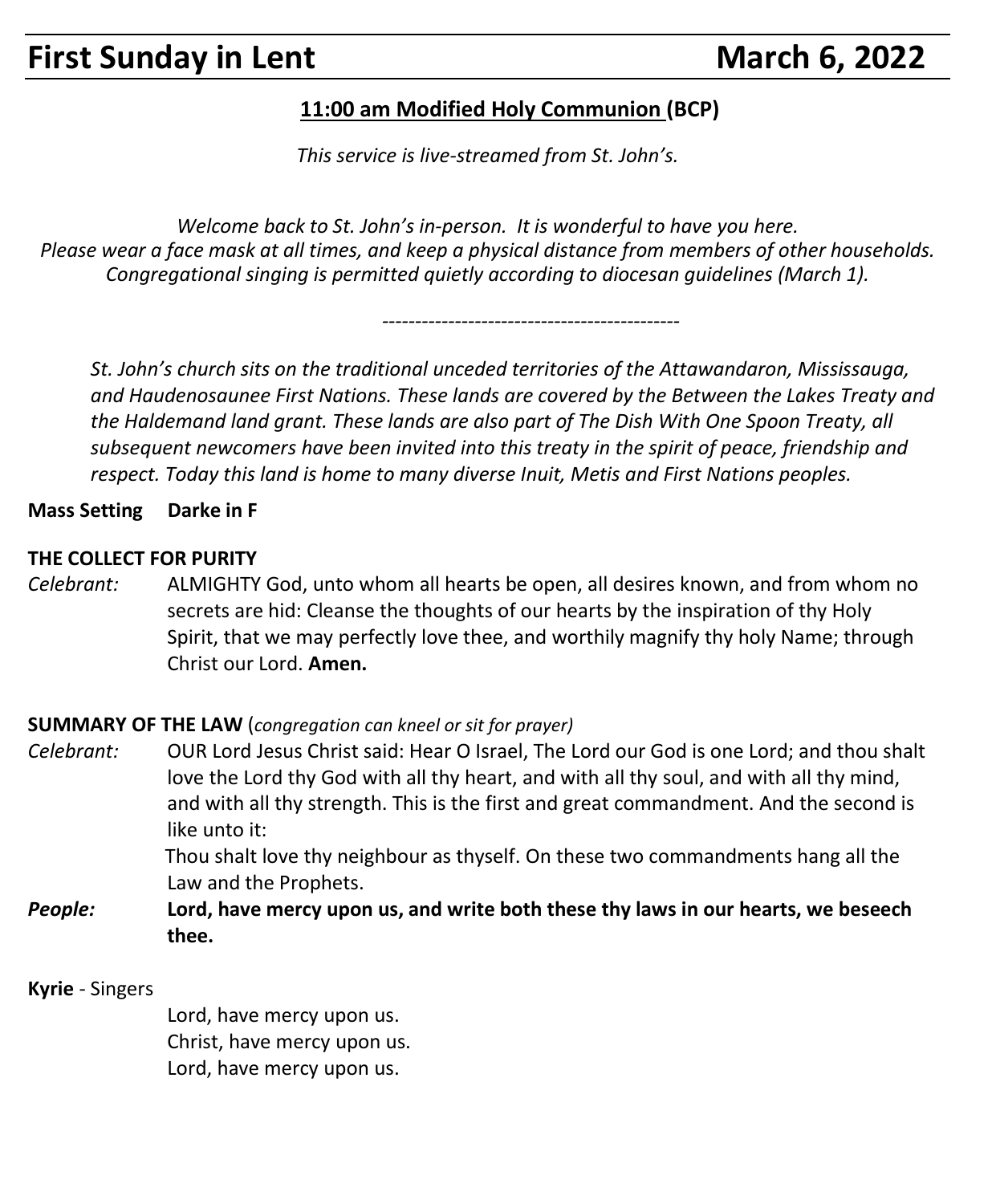# First Sunday in Lent March 6, 2022

**11:00 am Modified Holy Communion (BCP)**

*This service is live-streamed from St. John's.*

*Welcome back to St. John's in-person. It is wonderful to have you here.*
*Please wear a face mask at all times, and keep a physical distance from members of other households.*
*Congregational singing is permitted quietly according to diocesan guidelines (March 1).*

---

*St. John's church sits on the traditional unceded territories of the Attawandaron, Mississauga, and Haudenosaunee First Nations. These lands are covered by the Between the Lakes Treaty and the Haldemand land grant. These lands are also part of The Dish With One Spoon Treaty, all subsequent newcomers have been invited into this treaty in the spirit of peace, friendship and respect. Today this land is home to many diverse Inuit, Metis and First Nations peoples.*

**Mass Setting Darke in F**

**THE COLLECT FOR PURITY**

*Celebrant:* ALMIGHTY God, unto whom all hearts be open, all desires known, and from whom no secrets are hid: Cleanse the thoughts of our hearts by the inspiration of thy Holy Spirit, that we may perfectly love thee, and worthily magnify thy holy Name; through Christ our Lord. **Amen.**

**SUMMARY OF THE LAW** (*congregation can kneel or sit for prayer)*

*Celebrant:* OUR Lord Jesus Christ said: Hear O Israel, The Lord our God is one Lord; and thou shalt love the Lord thy God with all thy heart, and with all thy soul, and with all thy mind, and with all thy strength. This is the first and great commandment. And the second is like unto it:
Thou shalt love thy neighbour as thyself. On these two commandments hang all the Law and the Prophets.

***People:*** **Lord, have mercy upon us, and write both these thy laws in our hearts, we beseech thee.**

**Kyrie** - Singers

Lord, have mercy upon us.
Christ, have mercy upon us.
Lord, have mercy upon us.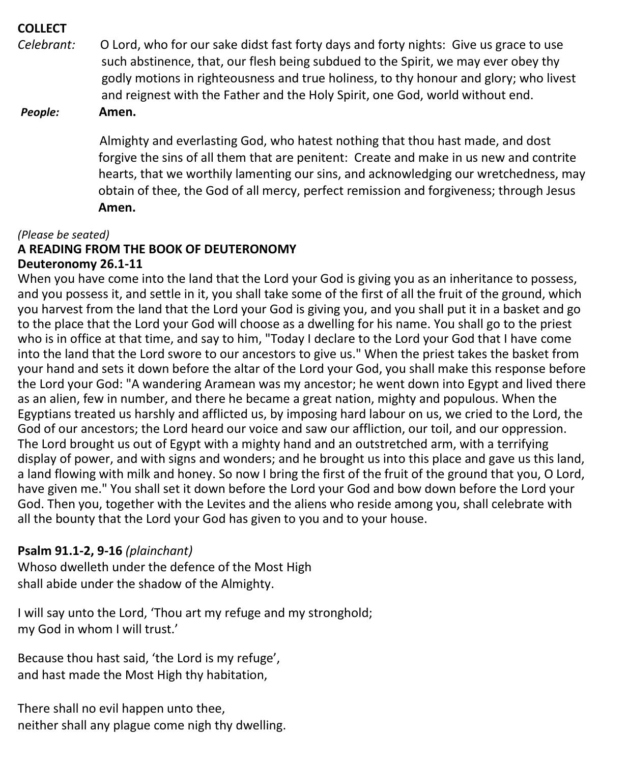**COLLECT**

*Celebrant:* O Lord, who for our sake didst fast forty days and forty nights: Give us grace to use such abstinence, that, our flesh being subdued to the Spirit, we may ever obey thy godly motions in righteousness and true holiness, to thy honour and glory; who livest and reignest with the Father and the Holy Spirit, one God, world without end.

***People:*** **Amen.**

Almighty and everlasting God, who hatest nothing that thou hast made, and dost forgive the sins of all them that are penitent: Create and make in us new and contrite hearts, that we worthily lamenting our sins, and acknowledging our wretchedness, may obtain of thee, the God of all mercy, perfect remission and forgiveness; through Jesus
**Amen.**

*(Please be seated)*

**A READING FROM THE BOOK OF DEUTERONOMY**
**Deuteronomy 26.1-11**

When you have come into the land that the Lord your God is giving you as an inheritance to possess, and you possess it, and settle in it, you shall take some of the first of all the fruit of the ground, which you harvest from the land that the Lord your God is giving you, and you shall put it in a basket and go to the place that the Lord your God will choose as a dwelling for his name. You shall go to the priest who is in office at that time, and say to him, "Today I declare to the Lord your God that I have come into the land that the Lord swore to our ancestors to give us." When the priest takes the basket from your hand and sets it down before the altar of the Lord your God, you shall make this response before the Lord your God: "A wandering Aramean was my ancestor; he went down into Egypt and lived there as an alien, few in number, and there he became a great nation, mighty and populous. When the Egyptians treated us harshly and afflicted us, by imposing hard labour on us, we cried to the Lord, the God of our ancestors; the Lord heard our voice and saw our affliction, our toil, and our oppression. The Lord brought us out of Egypt with a mighty hand and an outstretched arm, with a terrifying display of power, and with signs and wonders; and he brought us into this place and gave us this land, a land flowing with milk and honey. So now I bring the first of the fruit of the ground that you, O Lord, have given me." You shall set it down before the Lord your God and bow down before the Lord your God. Then you, together with the Levites and the aliens who reside among you, shall celebrate with all the bounty that the Lord your God has given to you and to your house.

**Psalm 91.1-2, 9-16** *(plainchant)*

Whoso dwelleth under the defence of the Most High
shall abide under the shadow of the Almighty.

I will say unto the Lord, 'Thou art my refuge and my stronghold;
my God in whom I will trust.'

Because thou hast said, 'the Lord is my refuge',
and hast made the Most High thy habitation,

There shall no evil happen unto thee,
neither shall any plague come nigh thy dwelling.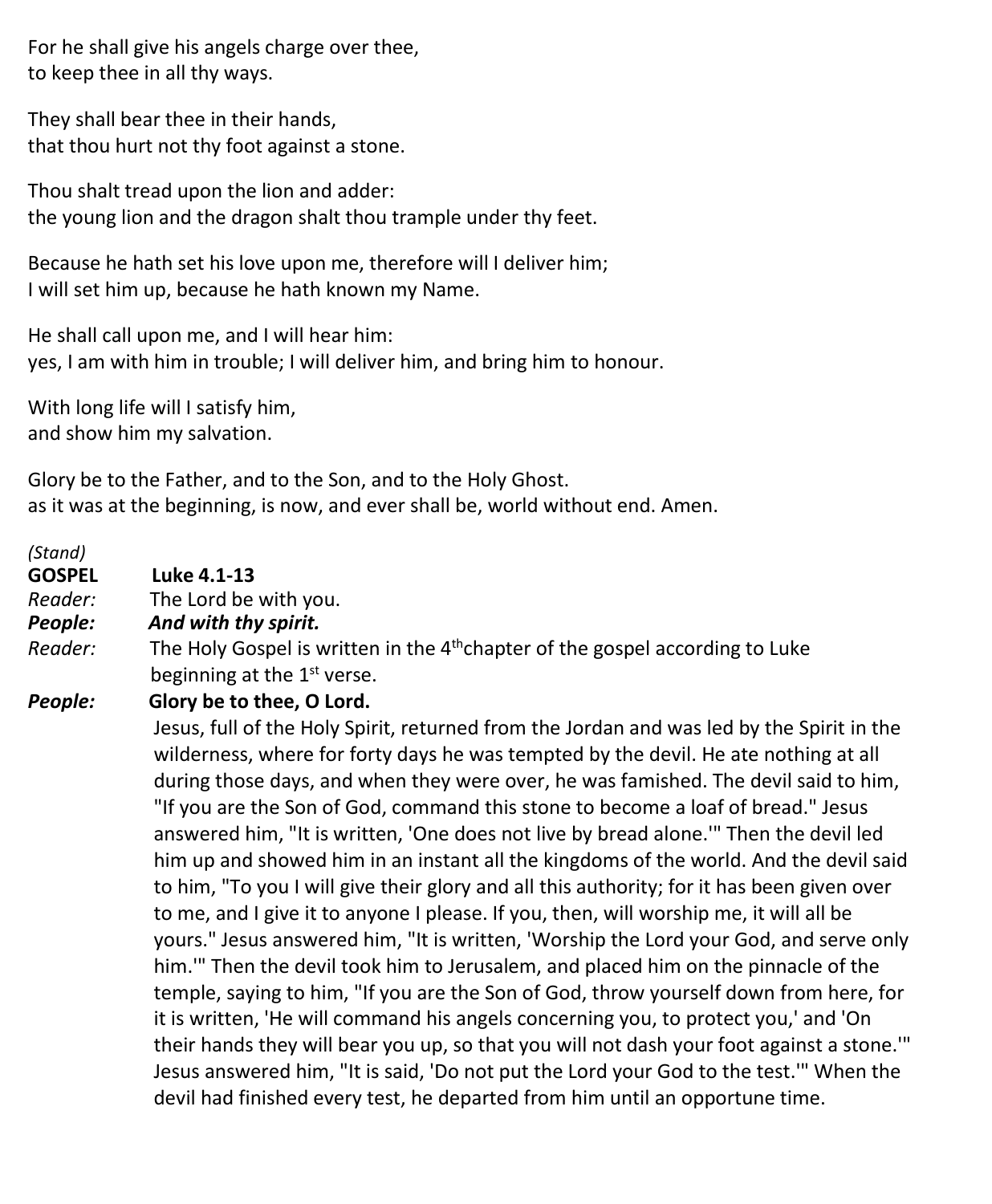For he shall give his angels charge over thee,
to keep thee in all thy ways.

They shall bear thee in their hands,
that thou hurt not thy foot against a stone.

Thou shalt tread upon the lion and adder:
the young lion and the dragon shalt thou trample under thy feet.

Because he hath set his love upon me, therefore will I deliver him;
I will set him up, because he hath known my Name.

He shall call upon me, and I will hear him:
yes, I am with him in trouble; I will deliver him, and bring him to honour.

With long life will I satisfy him,
and show him my salvation.

Glory be to the Father, and to the Son, and to the Holy Ghost.
as it was at the beginning, is now, and ever shall be, world without end. Amen.

*(Stand)*

**GOSPEL** **Luke 4.1-13**

*Reader:* The Lord be with you.

***People:*** ***And with thy spirit.***

*Reader:* The Holy Gospel is written in the 4th chapter of the gospel according to Luke beginning at the 1st verse.

***People:*** **Glory be to thee, O Lord.**

Jesus, full of the Holy Spirit, returned from the Jordan and was led by the Spirit in the wilderness, where for forty days he was tempted by the devil. He ate nothing at all during those days, and when they were over, he was famished. The devil said to him, "If you are the Son of God, command this stone to become a loaf of bread." Jesus answered him, "It is written, 'One does not live by bread alone.'" Then the devil led him up and showed him in an instant all the kingdoms of the world. And the devil said to him, "To you I will give their glory and all this authority; for it has been given over to me, and I give it to anyone I please. If you, then, will worship me, it will all be yours." Jesus answered him, "It is written, 'Worship the Lord your God, and serve only him.'" Then the devil took him to Jerusalem, and placed him on the pinnacle of the temple, saying to him, "If you are the Son of God, throw yourself down from here, for it is written, 'He will command his angels concerning you, to protect you,' and 'On their hands they will bear you up, so that you will not dash your foot against a stone.'" Jesus answered him, "It is said, 'Do not put the Lord your God to the test.'" When the devil had finished every test, he departed from him until an opportune time.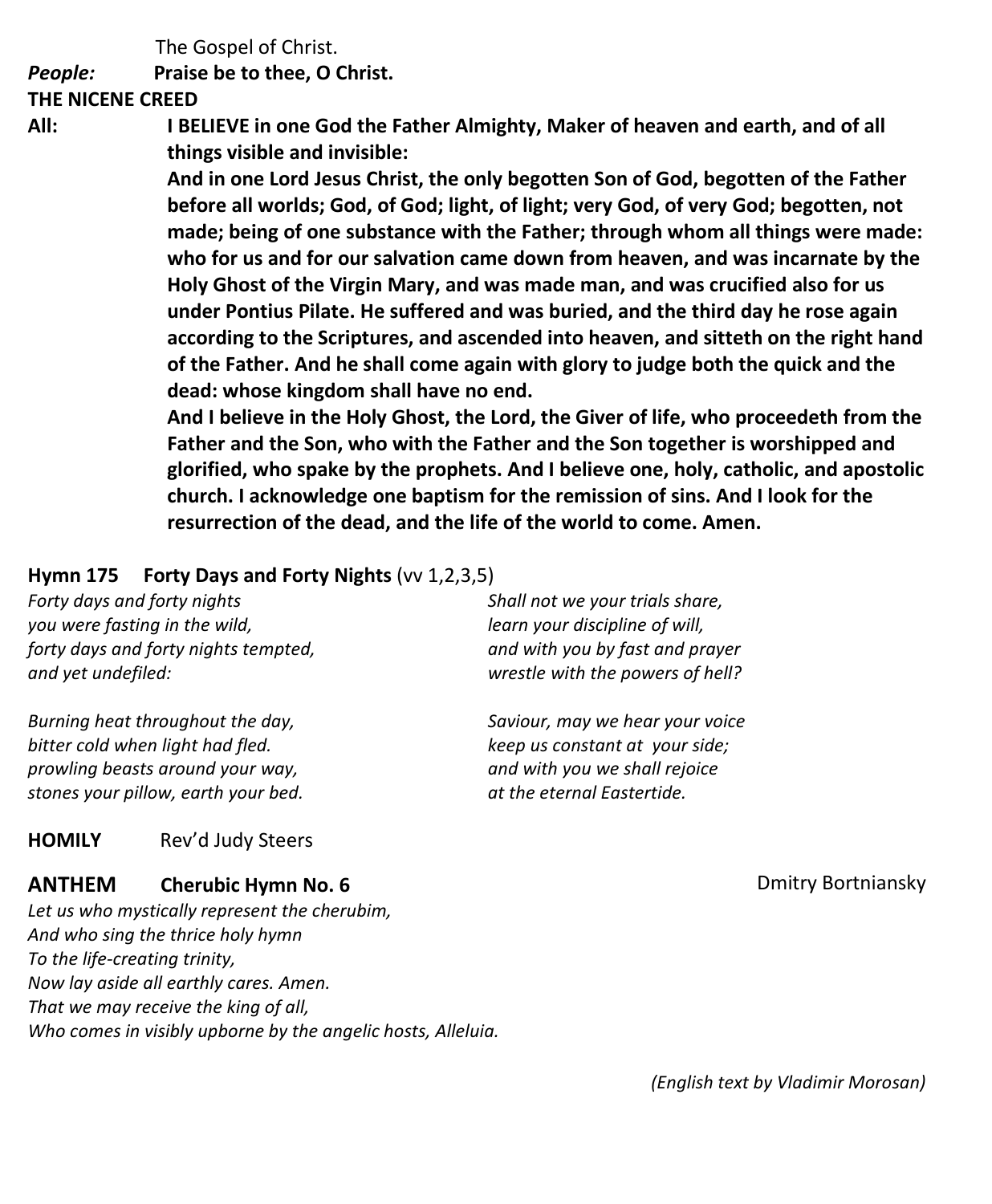The Gospel of Christ.

***People:*** **Praise be to thee, O Christ.**

**THE NICENE CREED**

**All:** **I BELIEVE in one God the Father Almighty, Maker of heaven and earth, and of all things visible and invisible:**

**And in one Lord Jesus Christ, the only begotten Son of God, begotten of the Father before all worlds; God, of God; light, of light; very God, of very God; begotten, not made; being of one substance with the Father; through whom all things were made: who for us and for our salvation came down from heaven, and was incarnate by the Holy Ghost of the Virgin Mary, and was made man, and was crucified also for us under Pontius Pilate. He suffered and was buried, and the third day he rose again according to the Scriptures, and ascended into heaven, and sitteth on the right hand of the Father. And he shall come again with glory to judge both the quick and the dead: whose kingdom shall have no end.**

**And I believe in the Holy Ghost, the Lord, the Giver of life, who proceedeth from the Father and the Son, who with the Father and the Son together is worshipped and glorified, who spake by the prophets. And I believe one, holy, catholic, and apostolic church. I acknowledge one baptism for the remission of sins. And I look for the resurrection of the dead, and the life of the world to come. Amen.**

**Hymn 175 Forty Days and Forty Nights** (vv 1,2,3,5)

*Forty days and forty nights*
*you were fasting in the wild,*
*forty days and forty nights tempted,*
*and yet undefiled:*

*Burning heat throughout the day,*
*bitter cold when light had fled.*
*prowling beasts around your way,*
*stones your pillow, earth your bed.*

*Shall not we your trials share,*
*learn your discipline of will,*
*and with you by fast and prayer*
*wrestle with the powers of hell?*

*Saviour, may we hear your voice*
*keep us constant at your side;*
*and with you we shall rejoice*
*at the eternal Eastertide.*

**HOMILY** Rev'd Judy Steers

**ANTHEM Cherubic Hymn No. 6** Dmitry Bortniansky

*Let us who mystically represent the cherubim,*
*And who sing the thrice holy hymn*
*To the life-creating trinity,*
*Now lay aside all earthly cares. Amen.*
*That we may receive the king of all,*
*Who comes in visibly upborne by the angelic hosts, Alleluia.*

*(English text by Vladimir Morosan)*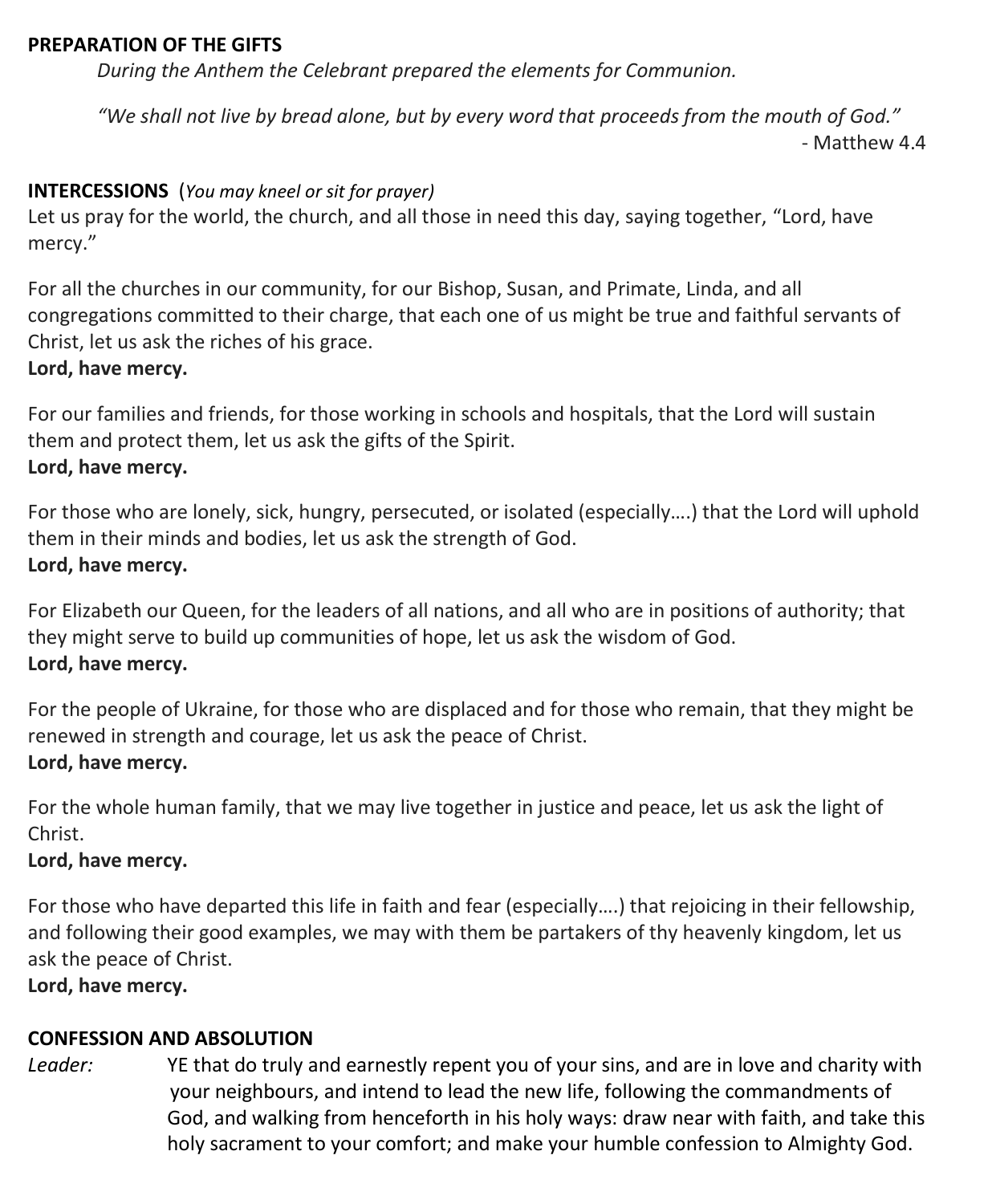**PREPARATION OF THE GIFTS**

*During the Anthem the Celebrant prepared the elements for Communion.*

*"We shall not live by bread alone, but by every word that proceeds from the mouth of God."*
- Matthew 4.4

**INTERCESSIONS** (*You may kneel or sit for prayer)*

Let us pray for the world, the church, and all those in need this day, saying together, "Lord, have mercy."

For all the churches in our community, for our Bishop, Susan, and Primate, Linda, and all congregations committed to their charge, that each one of us might be true and faithful servants of Christ, let us ask the riches of his grace.
**Lord, have mercy.**

For our families and friends, for those working in schools and hospitals, that the Lord will sustain them and protect them, let us ask the gifts of the Spirit.
**Lord, have mercy.**

For those who are lonely, sick, hungry, persecuted, or isolated (especially....) that the Lord will uphold them in their minds and bodies, let us ask the strength of God.
**Lord, have mercy.**

For Elizabeth our Queen, for the leaders of all nations, and all who are in positions of authority; that they might serve to build up communities of hope, let us ask the wisdom of God.
**Lord, have mercy.**

For the people of Ukraine, for those who are displaced and for those who remain, that they might be renewed in strength and courage, let us ask the peace of Christ.
**Lord, have mercy.**

For the whole human family, that we may live together in justice and peace, let us ask the light of Christ.
**Lord, have mercy.**

For those who have departed this life in faith and fear (especially....) that rejoicing in their fellowship, and following their good examples, we may with them be partakers of thy heavenly kingdom, let us ask the peace of Christ.
**Lord, have mercy.**

**CONFESSION AND ABSOLUTION**

*Leader:* YE that do truly and earnestly repent you of your sins, and are in love and charity with your neighbours, and intend to lead the new life, following the commandments of God, and walking from henceforth in his holy ways: draw near with faith, and take this holy sacrament to your comfort; and make your humble confession to Almighty God.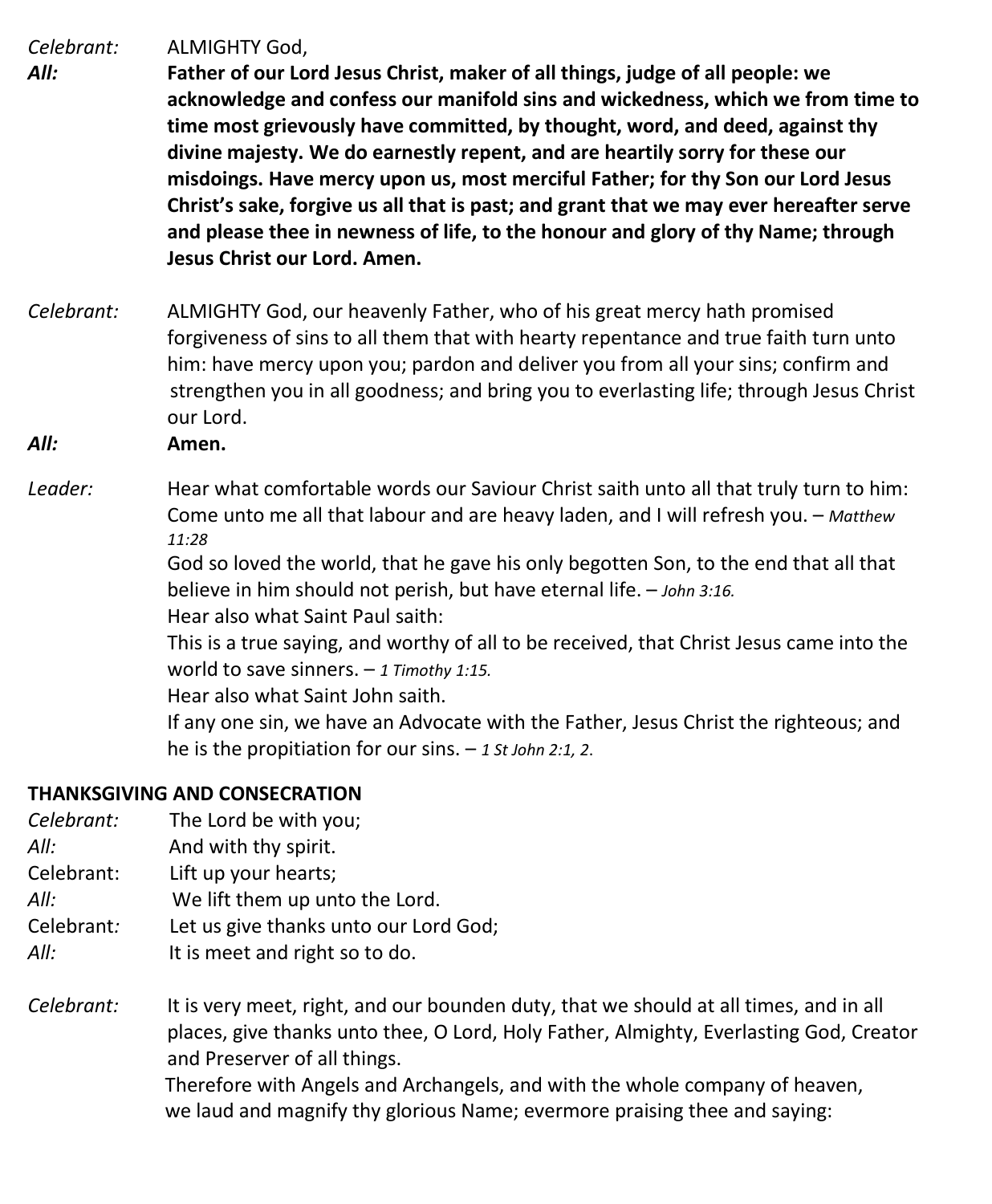*Celebrant:* ALMIGHTY God,

***All:*** **Father of our Lord Jesus Christ, maker of all things, judge of all people: we acknowledge and confess our manifold sins and wickedness, which we from time to time most grievously have committed, by thought, word, and deed, against thy divine majesty. We do earnestly repent, and are heartily sorry for these our misdoings. Have mercy upon us, most merciful Father; for thy Son our Lord Jesus Christ's sake, forgive us all that is past; and grant that we may ever hereafter serve and please thee in newness of life, to the honour and glory of thy Name; through Jesus Christ our Lord. Amen.**

*Celebrant:* ALMIGHTY God, our heavenly Father, who of his great mercy hath promised forgiveness of sins to all them that with hearty repentance and true faith turn unto him: have mercy upon you; pardon and deliver you from all your sins; confirm and strengthen you in all goodness; and bring you to everlasting life; through Jesus Christ our Lord.

***All:*** **Amen.**

*Leader:* Hear what comfortable words our Saviour Christ saith unto all that truly turn to him:
Come unto me all that labour and are heavy laden, and I will refresh you. – *Matthew 11:28*
God so loved the world, that he gave his only begotten Son, to the end that all that believe in him should not perish, but have eternal life. – *John 3:16.*
Hear also what Saint Paul saith:
This is a true saying, and worthy of all to be received, that Christ Jesus came into the world to save sinners. – *1 Timothy 1:15.*
Hear also what Saint John saith.
If any one sin, we have an Advocate with the Father, Jesus Christ the righteous; and he is the propitiation for our sins. – *1 St John 2:1, 2.*

**THANKSGIVING AND CONSECRATION**

*Celebrant:* The Lord be with you;
*All:* And with thy spirit.
Celebrant: Lift up your hearts;
*All:* We lift them up unto the Lord.
Celebrant: Let us give thanks unto our Lord God;
*All:* It is meet and right so to do.

*Celebrant:* It is very meet, right, and our bounden duty, that we should at all times, and in all places, give thanks unto thee, O Lord, Holy Father, Almighty, Everlasting God, Creator and Preserver of all things.
Therefore with Angels and Archangels, and with the whole company of heaven, we laud and magnify thy glorious Name; evermore praising thee and saying: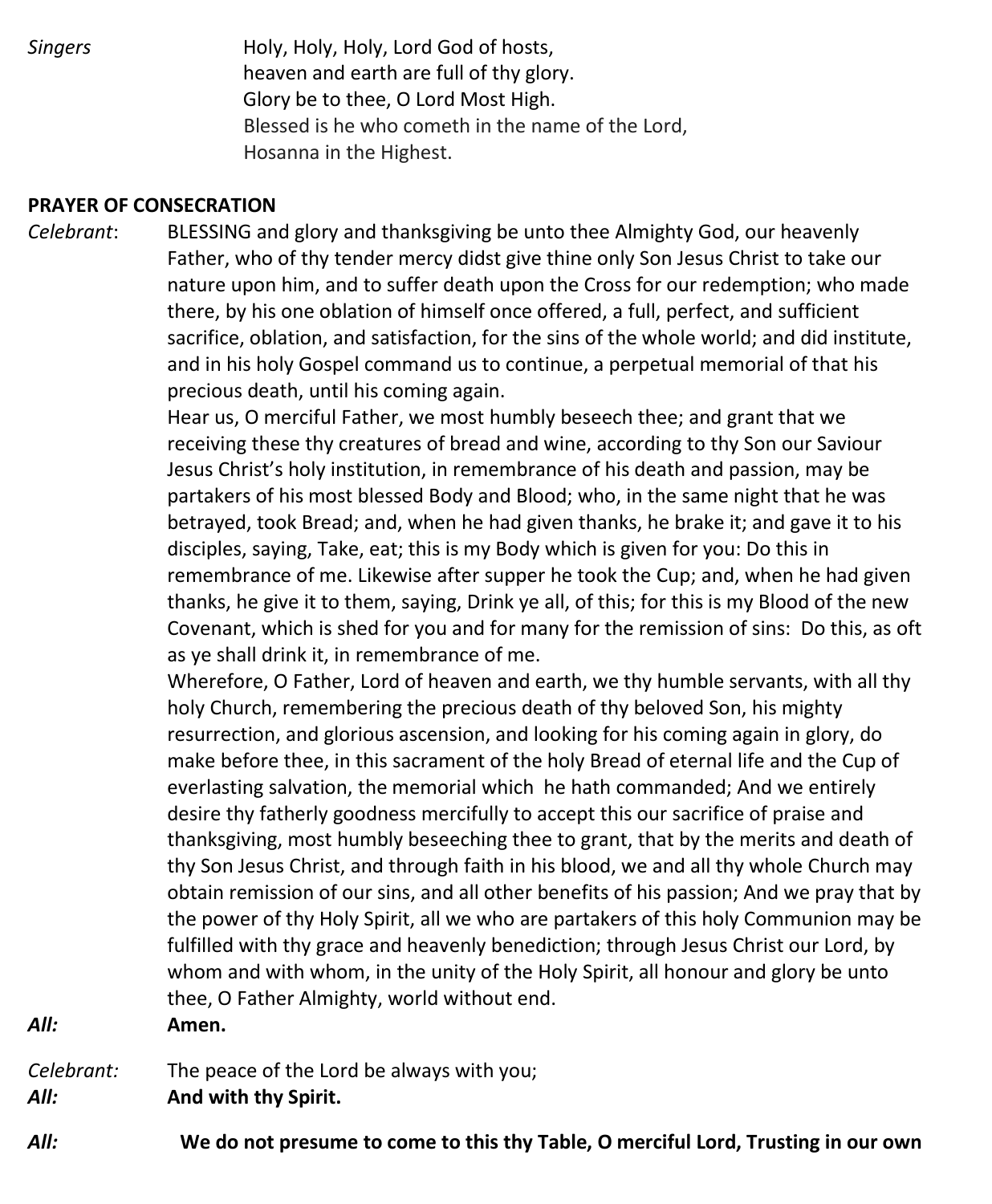*Singers* Holy, Holy, Holy, Lord God of hosts,
heaven and earth are full of thy glory.
Glory be to thee, O Lord Most High.
Blessed is he who cometh in the name of the Lord,
Hosanna in the Highest.

**PRAYER OF CONSECRATION**

*Celebrant*: BLESSING and glory and thanksgiving be unto thee Almighty God, our heavenly Father, who of thy tender mercy didst give thine only Son Jesus Christ to take our nature upon him, and to suffer death upon the Cross for our redemption; who made there, by his one oblation of himself once offered, a full, perfect, and sufficient sacrifice, oblation, and satisfaction, for the sins of the whole world; and did institute, and in his holy Gospel command us to continue, a perpetual memorial of that his precious death, until his coming again.

Hear us, O merciful Father, we most humbly beseech thee; and grant that we receiving these thy creatures of bread and wine, according to thy Son our Saviour Jesus Christ's holy institution, in remembrance of his death and passion, may be partakers of his most blessed Body and Blood; who, in the same night that he was betrayed, took Bread; and, when he had given thanks, he brake it; and gave it to his disciples, saying, Take, eat; this is my Body which is given for you: Do this in remembrance of me. Likewise after supper he took the Cup; and, when he had given thanks, he give it to them, saying, Drink ye all, of this; for this is my Blood of the new Covenant, which is shed for you and for many for the remission of sins: Do this, as oft as ye shall drink it, in remembrance of me.

Wherefore, O Father, Lord of heaven and earth, we thy humble servants, with all thy holy Church, remembering the precious death of thy beloved Son, his mighty resurrection, and glorious ascension, and looking for his coming again in glory, do make before thee, in this sacrament of the holy Bread of eternal life and the Cup of everlasting salvation, the memorial which he hath commanded; And we entirely desire thy fatherly goodness mercifully to accept this our sacrifice of praise and thanksgiving, most humbly beseeching thee to grant, that by the merits and death of thy Son Jesus Christ, and through faith in his blood, we and all thy whole Church may obtain remission of our sins, and all other benefits of his passion; And we pray that by the power of thy Holy Spirit, all we who are partakers of this holy Communion may be fulfilled with thy grace and heavenly benediction; through Jesus Christ our Lord, by whom and with whom, in the unity of the Holy Spirit, all honour and glory be unto thee, O Father Almighty, world without end.

***All:*** **Amen.**

*Celebrant:* The peace of the Lord be always with you;

***All:*** **And with thy Spirit.**

***All:*** **We do not presume to come to this thy Table, O merciful Lord, Trusting in our own**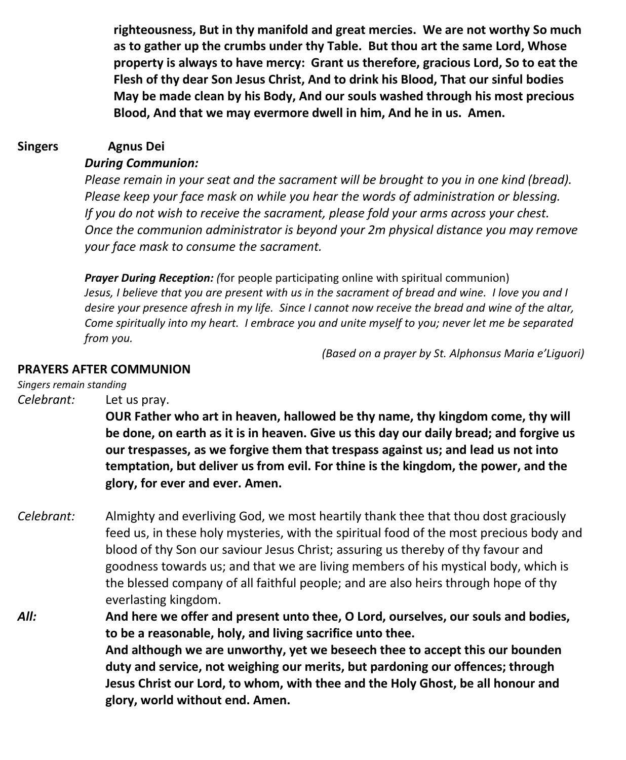**righteousness, But in thy manifold and great mercies. We are not worthy So much as to gather up the crumbs under thy Table. But thou art the same Lord, Whose property is always to have mercy: Grant us therefore, gracious Lord, So to eat the Flesh of thy dear Son Jesus Christ, And to drink his Blood, That our sinful bodies May be made clean by his Body, And our souls washed through his most precious Blood, And that we may evermore dwell in him, And he in us. Amen.**

**Singers** **Agnus Dei**

***During Communion:***

*Please remain in your seat and the sacrament will be brought to you in one kind (bread). Please keep your face mask on while you hear the words of administration or blessing. If you do not wish to receive the sacrament, please fold your arms across your chest. Once the communion administrator is beyond your 2m physical distance you may remove your face mask to consume the sacrament.*

***Prayer During Reception:*** *(*for people participating online with spiritual communion)
*Jesus, I believe that you are present with us in the sacrament of bread and wine. I love you and I desire your presence afresh in my life. Since I cannot now receive the bread and wine of the altar, Come spiritually into my heart. I embrace you and unite myself to you; never let me be separated from you.*

*(Based on a prayer by St. Alphonsus Maria e'Liguori)*

## PRAYERS AFTER COMMUNION

*Singers remain standing*

*Celebrant:* Let us pray.

**OUR Father who art in heaven, hallowed be thy name, thy kingdom come, thy will be done, on earth as it is in heaven. Give us this day our daily bread; and forgive us our trespasses, as we forgive them that trespass against us; and lead us not into temptation, but deliver us from evil. For thine is the kingdom, the power, and the glory, for ever and ever. Amen.**

*Celebrant:* Almighty and everliving God, we most heartily thank thee that thou dost graciously feed us, in these holy mysteries, with the spiritual food of the most precious body and blood of thy Son our saviour Jesus Christ; assuring us thereby of thy favour and goodness towards us; and that we are living members of his mystical body, which is the blessed company of all faithful people; and are also heirs through hope of thy everlasting kingdom.

***All:*** **And here we offer and present unto thee, O Lord, ourselves, our souls and bodies, to be a reasonable, holy, and living sacrifice unto thee.**
**And although we are unworthy, yet we beseech thee to accept this our bounden duty and service, not weighing our merits, but pardoning our offences; through Jesus Christ our Lord, to whom, with thee and the Holy Ghost, be all honour and glory, world without end. Amen.**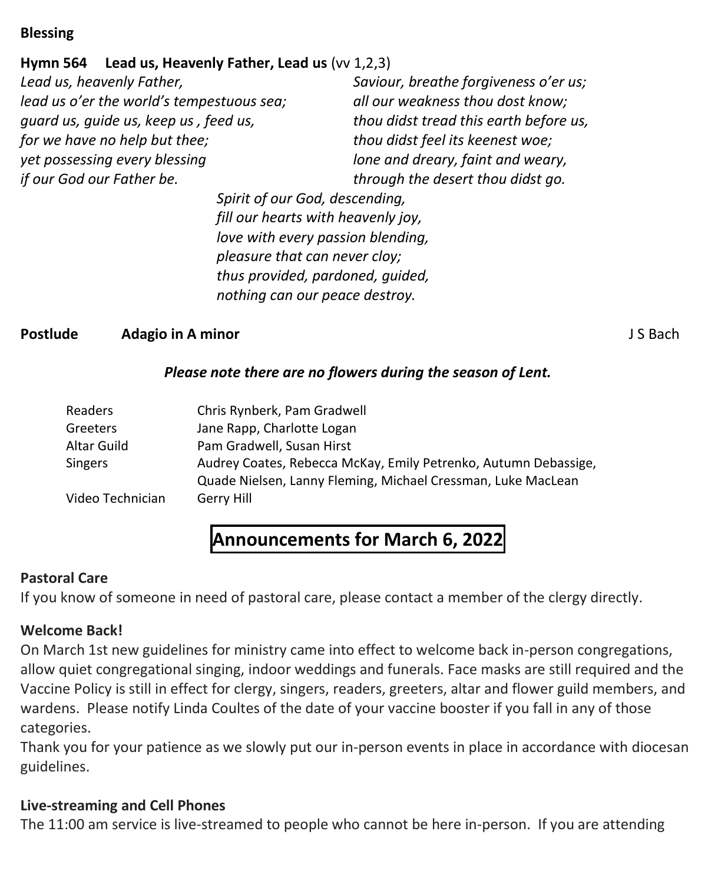**Blessing**

**Hymn 564 Lead us, Heavenly Father, Lead us** (vv 1,2,3)

*Lead us, heavenly Father,*
*lead us o'er the world's tempestuous sea;*
*guard us, guide us, keep us , feed us,*
*for we have no help but thee;*
*yet possessing every blessing*
*if our God our Father be.*

*Saviour, breathe forgiveness o'er us;*
*all our weakness thou dost know;*
*thou didst tread this earth before us,*
*thou didst feel its keenest woe;*
*lone and dreary, faint and weary,*
*through the desert thou didst go.*

*Spirit of our God, descending,*
*fill our hearts with heavenly joy,*
*love with every passion blending,*
*pleasure that can never cloy;*
*thus provided, pardoned, guided,*
*nothing can our peace destroy.*

**Postlude Adagio in A minor** J S Bach

***Please note there are no flowers during the season of Lent.***

| | |
|---|---|
| Readers | Chris Rynberk, Pam Gradwell |
| Greeters | Jane Rapp, Charlotte Logan |
| Altar Guild | Pam Gradwell, Susan Hirst |
| Singers | Audrey Coates, Rebecca McKay, Emily Petrenko, Autumn Debassige, Quade Nielsen, Lanny Fleming, Michael Cressman, Luke MacLean |
| Video Technician | Gerry Hill |

# Announcements for March 6, 2022

**Pastoral Care**

If you know of someone in need of pastoral care, please contact a member of the clergy directly.

**Welcome Back!**

On March 1st new guidelines for ministry came into effect to welcome back in-person congregations, allow quiet congregational singing, indoor weddings and funerals. Face masks are still required and the Vaccine Policy is still in effect for clergy, singers, readers, greeters, altar and flower guild members, and wardens. Please notify Linda Coultes of the date of your vaccine booster if you fall in any of those categories.

Thank you for your patience as we slowly put our in-person events in place in accordance with diocesan guidelines.

**Live-streaming and Cell Phones**

The 11:00 am service is live-streamed to people who cannot be here in-person. If you are attending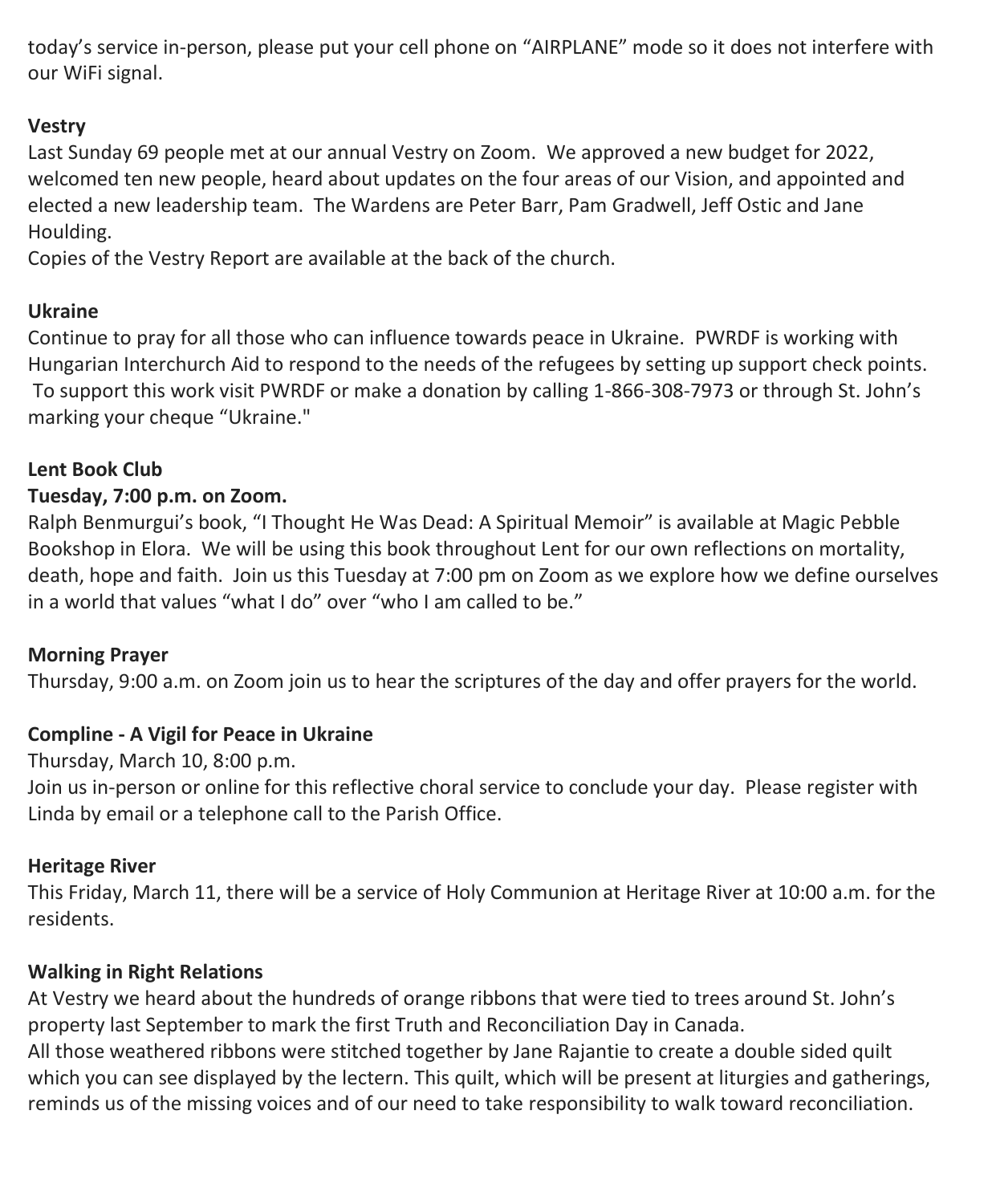today's service in-person, please put your cell phone on "AIRPLANE" mode so it does not interfere with our WiFi signal.

**Vestry**

Last Sunday 69 people met at our annual Vestry on Zoom. We approved a new budget for 2022, welcomed ten new people, heard about updates on the four areas of our Vision, and appointed and elected a new leadership team. The Wardens are Peter Barr, Pam Gradwell, Jeff Ostic and Jane Houlding.

Copies of the Vestry Report are available at the back of the church.

**Ukraine**

Continue to pray for all those who can influence towards peace in Ukraine. PWRDF is working with Hungarian Interchurch Aid to respond to the needs of the refugees by setting up support check points. To support this work visit PWRDF or make a donation by calling 1-866-308-7973 or through St. John's marking your cheque "Ukraine."

**Lent Book Club**

**Tuesday, 7:00 p.m. on Zoom.**

Ralph Benmurgui's book, "I Thought He Was Dead: A Spiritual Memoir" is available at Magic Pebble Bookshop in Elora. We will be using this book throughout Lent for our own reflections on mortality, death, hope and faith. Join us this Tuesday at 7:00 pm on Zoom as we explore how we define ourselves in a world that values "what I do" over "who I am called to be."

**Morning Prayer**

Thursday, 9:00 a.m. on Zoom join us to hear the scriptures of the day and offer prayers for the world.

**Compline - A Vigil for Peace in Ukraine**

Thursday, March 10, 8:00 p.m.

Join us in-person or online for this reflective choral service to conclude your day. Please register with Linda by email or a telephone call to the Parish Office.

**Heritage River**

This Friday, March 11, there will be a service of Holy Communion at Heritage River at 10:00 a.m. for the residents.

**Walking in Right Relations**

At Vestry we heard about the hundreds of orange ribbons that were tied to trees around St. John's property last September to mark the first Truth and Reconciliation Day in Canada.

All those weathered ribbons were stitched together by Jane Rajantie to create a double sided quilt which you can see displayed by the lectern. This quilt, which will be present at liturgies and gatherings, reminds us of the missing voices and of our need to take responsibility to walk toward reconciliation.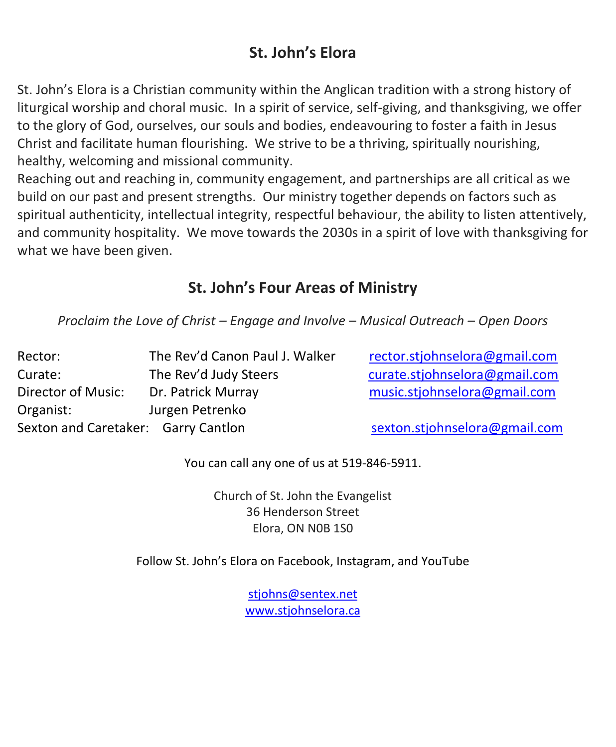## St. John's Elora

St. John's Elora is a Christian community within the Anglican tradition with a strong history of liturgical worship and choral music. In a spirit of service, self-giving, and thanksgiving, we offer to the glory of God, ourselves, our souls and bodies, endeavouring to foster a faith in Jesus Christ and facilitate human flourishing. We strive to be a thriving, spiritually nourishing, healthy, welcoming and missional community.

Reaching out and reaching in, community engagement, and partnerships are all critical as we build on our past and present strengths. Our ministry together depends on factors such as spiritual authenticity, intellectual integrity, respectful behaviour, the ability to listen attentively, and community hospitality. We move towards the 2030s in a spirit of love with thanksgiving for what we have been given.

## St. John's Four Areas of Ministry

*Proclaim the Love of Christ – Engage and Involve – Musical Outreach – Open Doors*

| | | |
|---|---|---|
| Rector: | The Rev'd Canon Paul J. Walker | rector.stjohnselora@gmail.com |
| Curate: | The Rev'd Judy Steers | curate.stjohnselora@gmail.com |
| Director of Music: | Dr. Patrick Murray | music.stjohnselora@gmail.com |
| Organist: | Jurgen Petrenko | |
| Sexton and Caretaker: | Garry Cantlon | sexton.stjohnselora@gmail.com |

You can call any one of us at 519-846-5911.

Church of St. John the Evangelist
36 Henderson Street
Elora, ON N0B 1S0

Follow St. John's Elora on Facebook, Instagram, and YouTube

stjohns@sentex.net
www.stjohnselora.ca